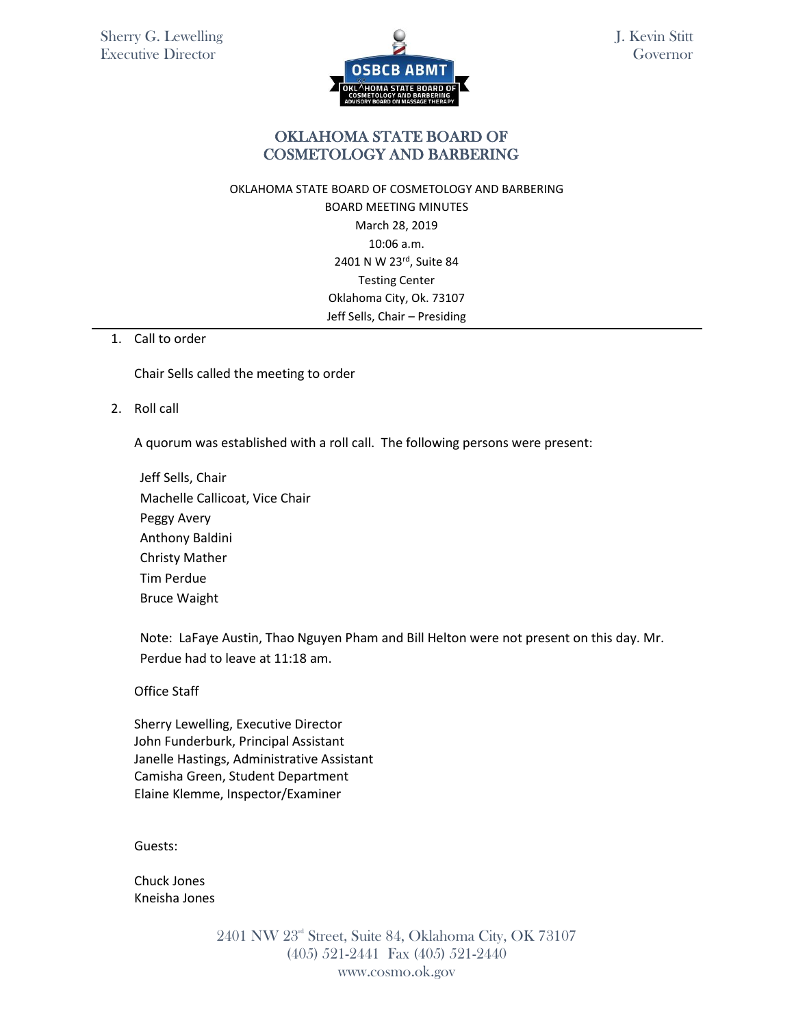Sherry G. Lewelling
Executive Director

J. Kevin Stitt
Governor

# OKLAHOMA STATE BOARD OF COSMETOLOGY AND BARBERING

OKLAHOMA STATE BOARD OF COSMETOLOGY AND BARBERING
BOARD MEETING MINUTES
March 28, 2019
10:06 a.m.
2401 N W 23rd, Suite 84
Testing Center
Oklahoma City, Ok. 73107
Jeff Sells, Chair – Presiding

1. Call to order

   Chair Sells called the meeting to order

2. Roll call

   A quorum was established with a roll call. The following persons were present:

   Jeff Sells, Chair
   Machelle Callicoat, Vice Chair
   Peggy Avery
   Anthony Baldini
   Christy Mather
   Tim Perdue
   Bruce Waight

   Note: LaFaye Austin, Thao Nguyen Pham and Bill Helton were not present on this day. Mr. Perdue had to leave at 11:18 am.

   Office Staff

   Sherry Lewelling, Executive Director
   John Funderburk, Principal Assistant
   Janelle Hastings, Administrative Assistant
   Camisha Green, Student Department
   Elaine Klemme, Inspector/Examiner

   Guests:

   Chuck Jones
   Kneisha Jones

2401 NW 23rd Street, Suite 84, Oklahoma City, OK 73107
(405) 521-2441 Fax (405) 521-2440
www.cosmo.ok.gov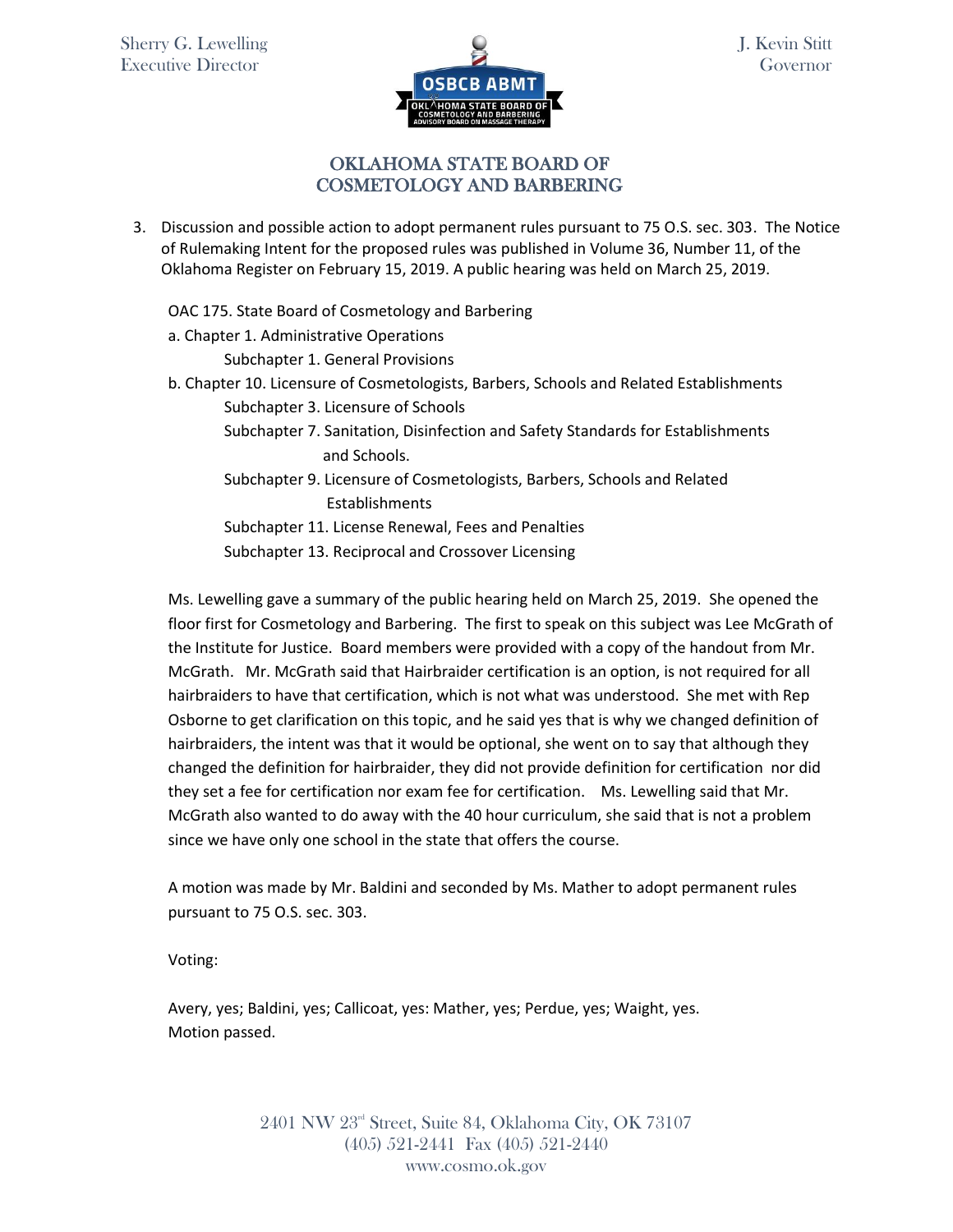# OKLAHOMA STATE BOARD OF COSMETOLOGY AND BARBERING

3. Discussion and possible action to adopt permanent rules pursuant to 75 O.S. sec. 303. The Notice of Rulemaking Intent for the proposed rules was published in Volume 36, Number 11, of the Oklahoma Register on February 15, 2019. A public hearing was held on March 25, 2019.

   OAC 175. State Board of Cosmetology and Barbering

   a. Chapter 1. Administrative Operations
      - Subchapter 1. General Provisions

   b. Chapter 10. Licensure of Cosmetologists, Barbers, Schools and Related Establishments
      - Subchapter 3. Licensure of Schools
      - Subchapter 7. Sanitation, Disinfection and Safety Standards for Establishments and Schools.
      - Subchapter 9. Licensure of Cosmetologists, Barbers, Schools and Related Establishments
      - Subchapter 11. License Renewal, Fees and Penalties
      - Subchapter 13. Reciprocal and Crossover Licensing

   Ms. Lewelling gave a summary of the public hearing held on March 25, 2019. She opened the floor first for Cosmetology and Barbering. The first to speak on this subject was Lee McGrath of the Institute for Justice. Board members were provided with a copy of the handout from Mr. McGrath. Mr. McGrath said that Hairbraider certification is an option, is not required for all hairbraiders to have that certification, which is not what was understood. She met with Rep Osborne to get clarification on this topic, and he said yes that is why we changed definition of hairbraiders, the intent was that it would be optional, she went on to say that although they changed the definition for hairbraider, they did not provide definition for certification nor did they set a fee for certification nor exam fee for certification. Ms. Lewelling said that Mr. McGrath also wanted to do away with the 40 hour curriculum, she said that is not a problem since we have only one school in the state that offers the course.

   A motion was made by Mr. Baldini and seconded by Ms. Mather to adopt permanent rules pursuant to 75 O.S. sec. 303.

   Voting:

   Avery, yes; Baldini, yes; Callicoat, yes: Mather, yes; Perdue, yes; Waight, yes.
   Motion passed.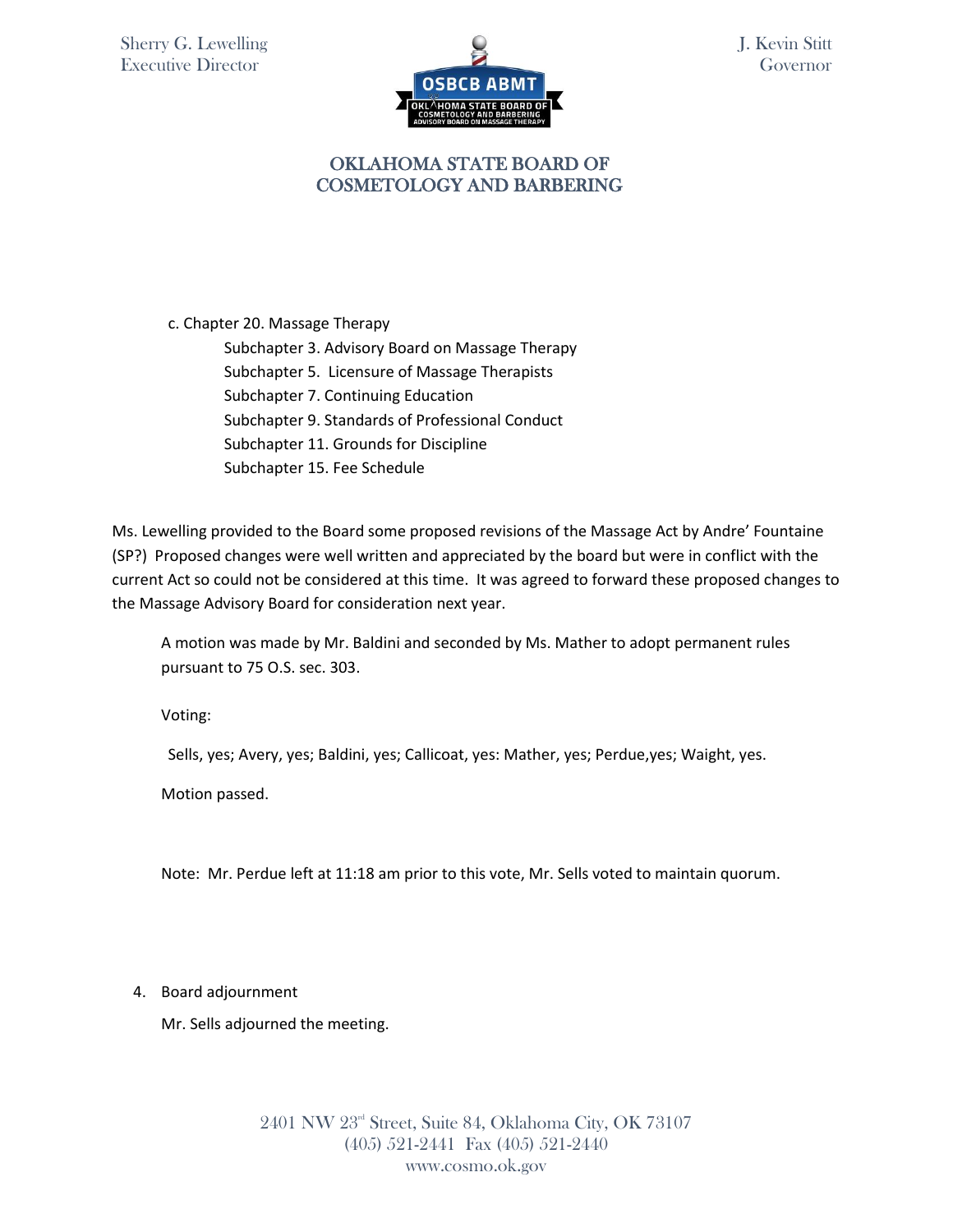c. Chapter 20. Massage Therapy

- Subchapter 3. Advisory Board on Massage Therapy
- Subchapter 5. Licensure of Massage Therapists
- Subchapter 7. Continuing Education
- Subchapter 9. Standards of Professional Conduct
- Subchapter 11. Grounds for Discipline
- Subchapter 15. Fee Schedule

Ms. Lewelling provided to the Board some proposed revisions of the Massage Act by Andre' Fountaine (SP?) Proposed changes were well written and appreciated by the board but were in conflict with the current Act so could not be considered at this time. It was agreed to forward these proposed changes to the Massage Advisory Board for consideration next year.

A motion was made by Mr. Baldini and seconded by Ms. Mather to adopt permanent rules pursuant to 75 O.S. sec. 303.

Voting:

Sells, yes; Avery, yes; Baldini, yes; Callicoat, yes: Mather, yes; Perdue,yes; Waight, yes.

Motion passed.

Note: Mr. Perdue left at 11:18 am prior to this vote, Mr. Sells voted to maintain quorum.

4. Board adjournment

   Mr. Sells adjourned the meeting.